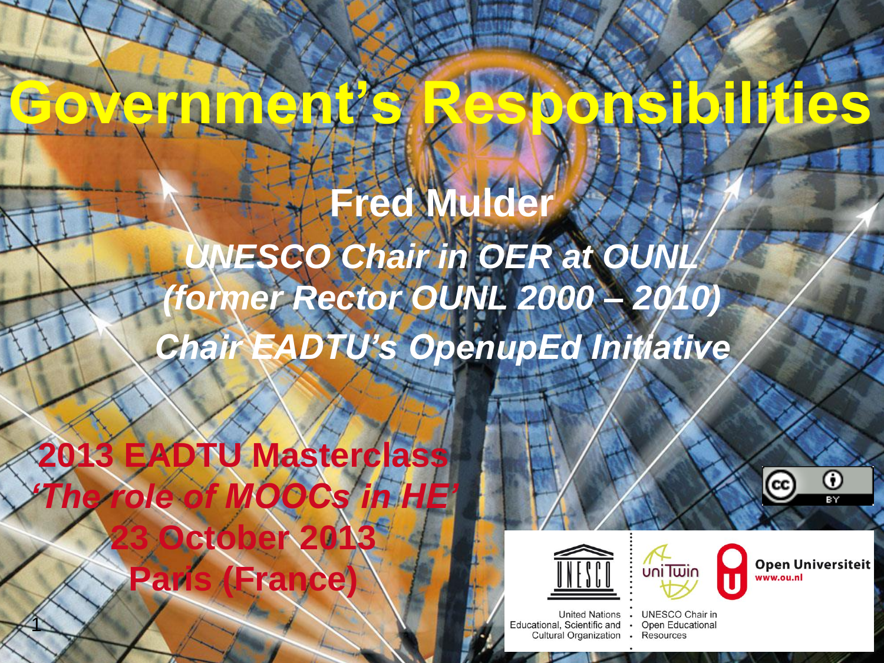# Government's Responsibilities

**Fred Mulder**

***UNESCO Chair in OER at OUNL***

***(former Rector OUNL 2000 – 2010)***

***Chair EADTU's OpenupEd Initiative***

**2013 EADTU Masterclass**

***'The role of MOOCs in HE'***

**23 October 2013**

**Paris (France)**

United Nations Educational, Scientific and Cultural Organization

uniTwin

UNESCO Chair in Open Educational Resources

Open Universiteit
www.ou.nl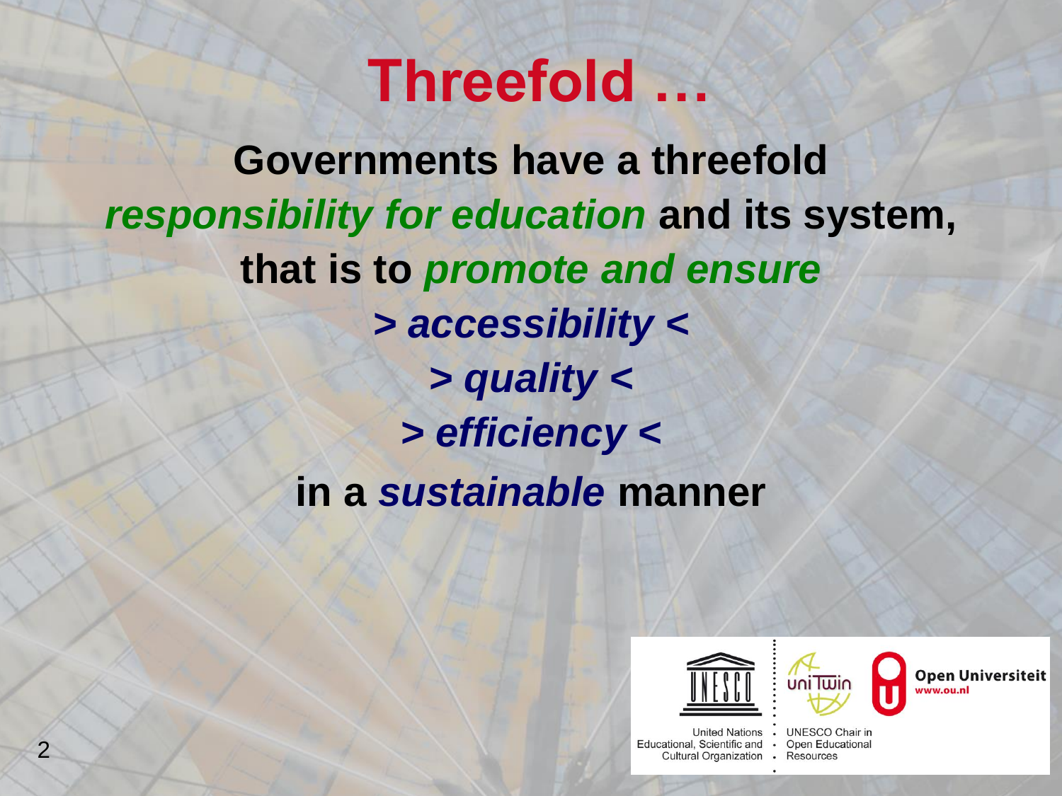# Threefold …

**Governments have a threefold *responsibility for education* and its system, that is to *promote and ensure***

***> accessibility <***

***> quality <***

***> efficiency <***

**in a *sustainable* manner**

United Nations Educational, Scientific and Cultural Organization

UNESCO Chair in Open Educational Resources

Open Universiteit
www.ou.nl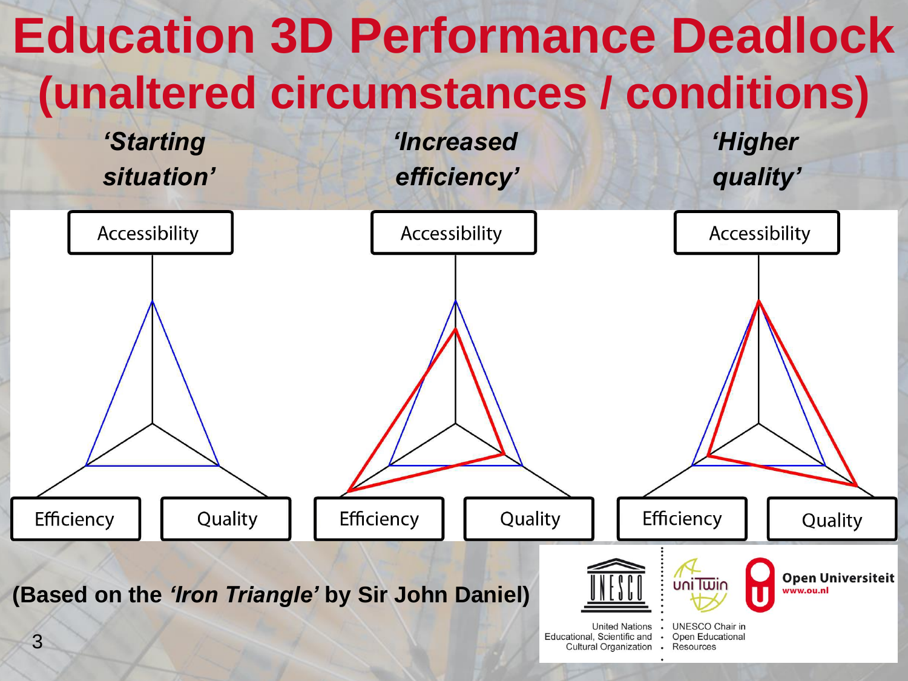# Education 3D Performance Deadlock (unaltered circumstances / conditions)

*'Starting situation'*

Accessibility

Efficiency

Quality

*'Increased efficiency'*

Accessibility

Efficiency

Quality

*'Higher quality'*

Accessibility

Efficiency

Quality

**(Based on the *'Iron Triangle'* by Sir John Daniel)**

United Nations Educational, Scientific and Cultural Organization

UNESCO Chair in Open Educational Resources

Open Universiteit
www.ou.nl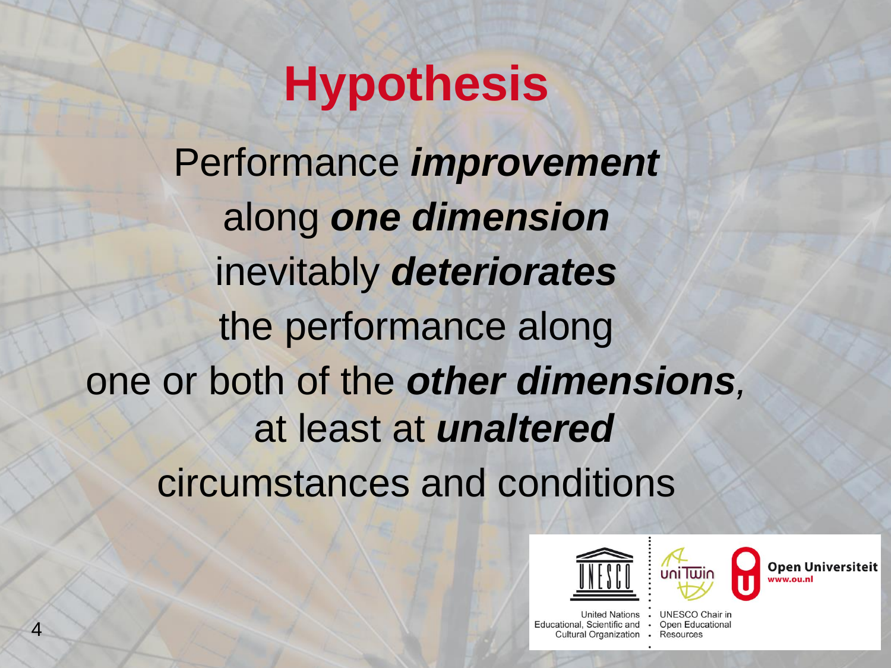# Hypothesis

Performance ***improvement*** along ***one dimension*** inevitably ***deteriorates*** the performance along one or both of the ***other dimensions***, at least at ***unaltered*** circumstances and conditions

United Nations Educational, Scientific and Cultural Organization

UNESCO Chair in Open Educational Resources

Open Universiteit
www.ou.nl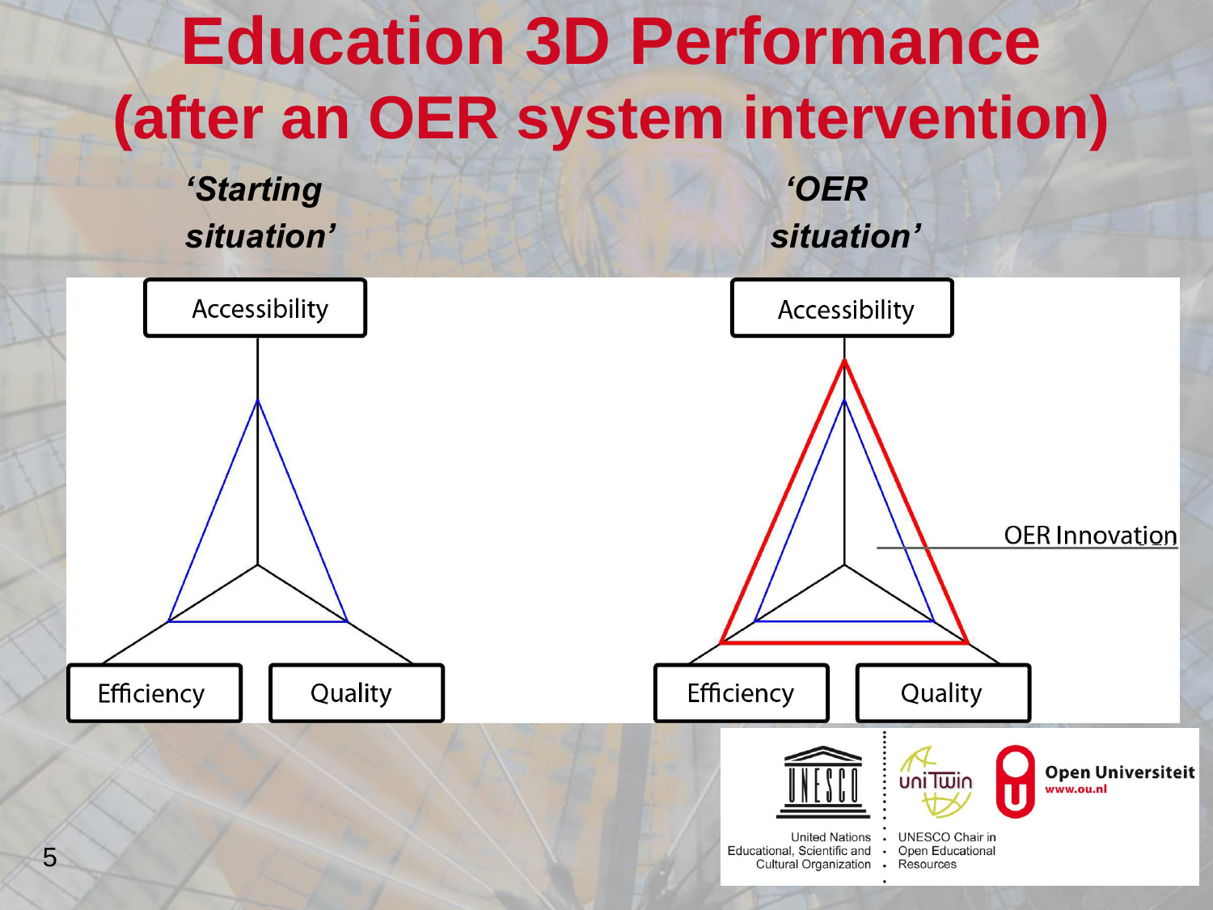# Education 3D Performance (after an OER system intervention)

***'Starting situation'***

Accessibility

Efficiency

Quality

***'OER situation'***

Accessibility

OER Innovation

Efficiency

Quality

United Nations Educational, Scientific and Cultural Organization

UNESCO Chair in Open Educational Resources

Open Universiteit
www.ou.nl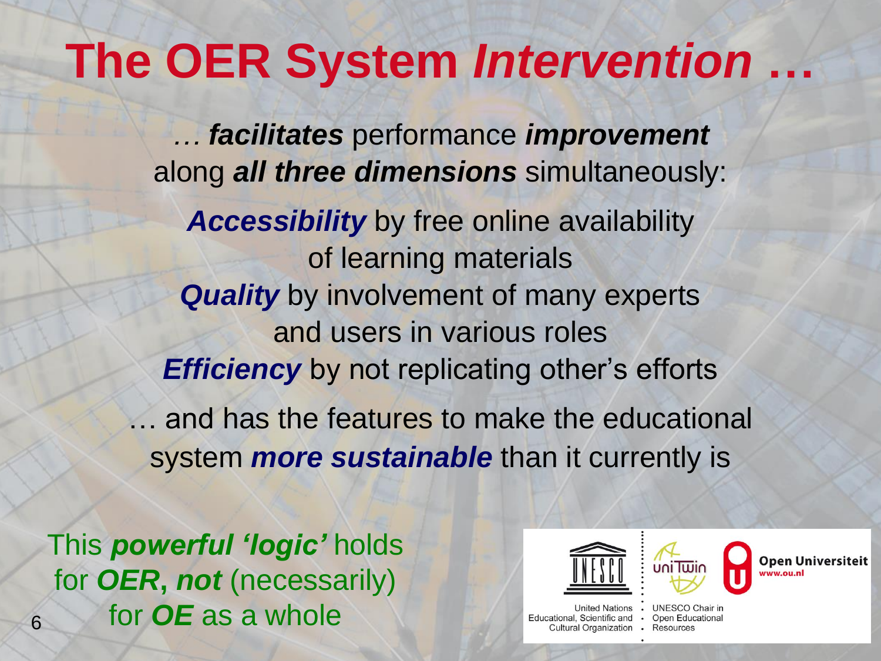# The OER System *Intervention* …

*… **facilitates*** performance ***improvement*** along ***all three dimensions*** simultaneously:

***Accessibility*** by free online availability of learning materials

***Quality*** by involvement of many experts and users in various roles

***Efficiency*** by not replicating other's efforts

… and has the features to make the educational system ***more sustainable*** than it currently is

This ***powerful 'logic'*** holds for ***OER***, ***not*** (necessarily) for ***OE*** as a whole

United Nations Educational, Scientific and Cultural Organization · UNESCO Chair in Open Educational Resources

Open Universiteit www.ou.nl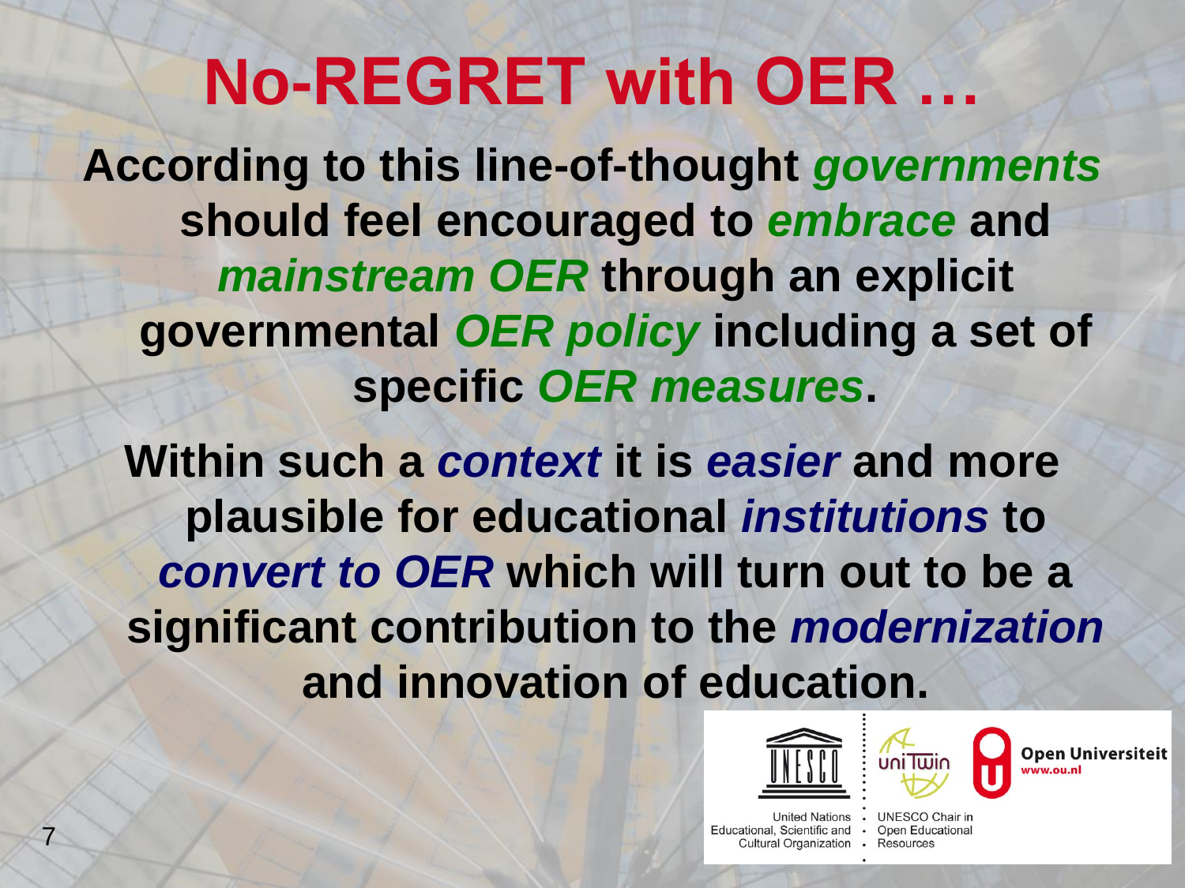# No-REGRET with OER …

**According to this line-of-thought *governments* should feel encouraged to *embrace* and *mainstream OER* through an explicit governmental *OER policy* including a set of specific *OER measures*.**

**Within such a *context* it is *easier* and more plausible for educational *institutions* to *convert to OER* which will turn out to be a significant contribution to the *modernization* and innovation of education.**

United Nations Educational, Scientific and Cultural Organization

UNESCO Chair in Open Educational Resources

Open Universiteit
www.ou.nl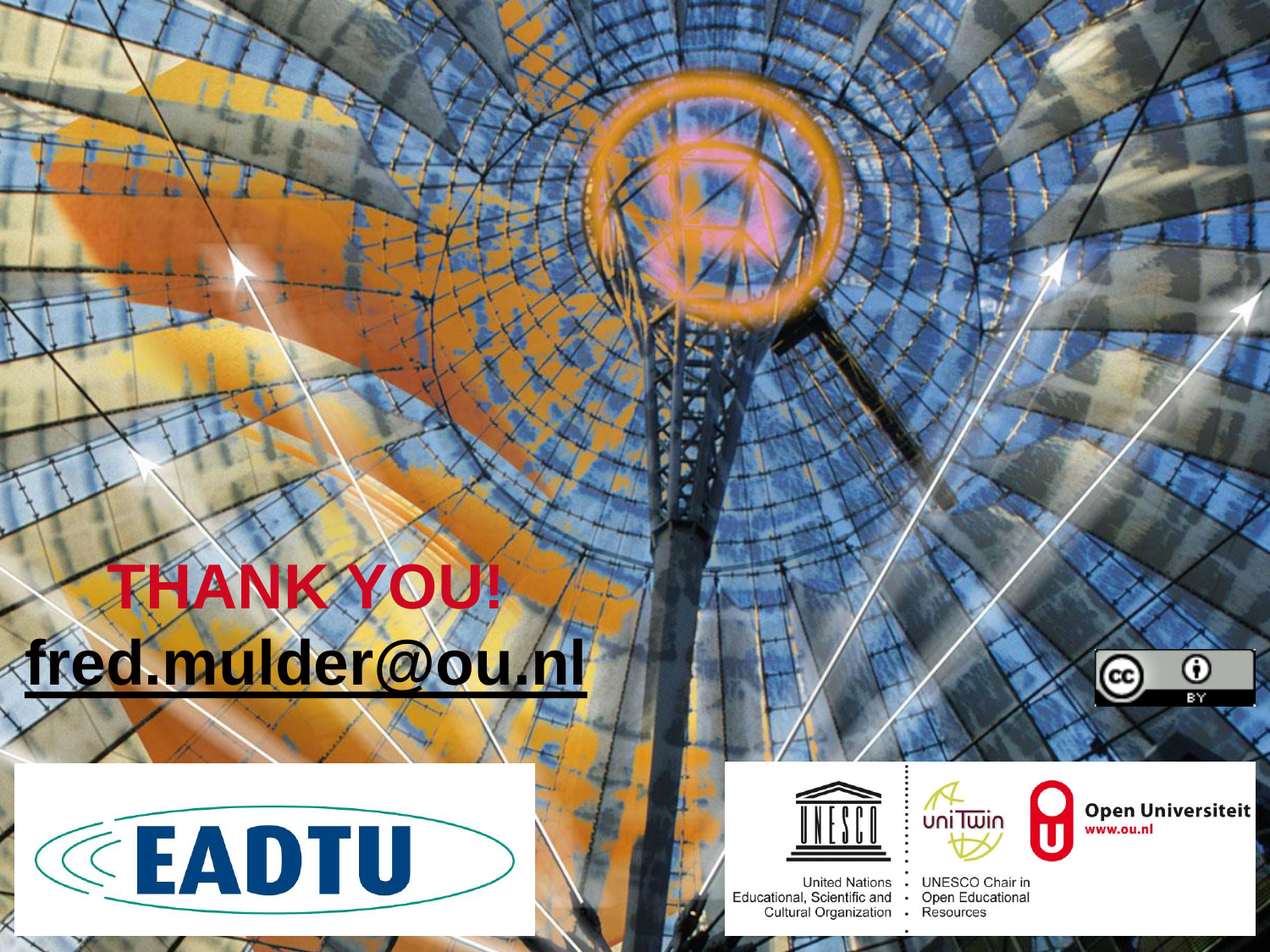# THANK YOU!

fred.mulder@ou.nl

EADTU

United Nations Educational, Scientific and Cultural Organization

UNESCO Chair in Open Educational Resources

Open Universiteit
www.ou.nl